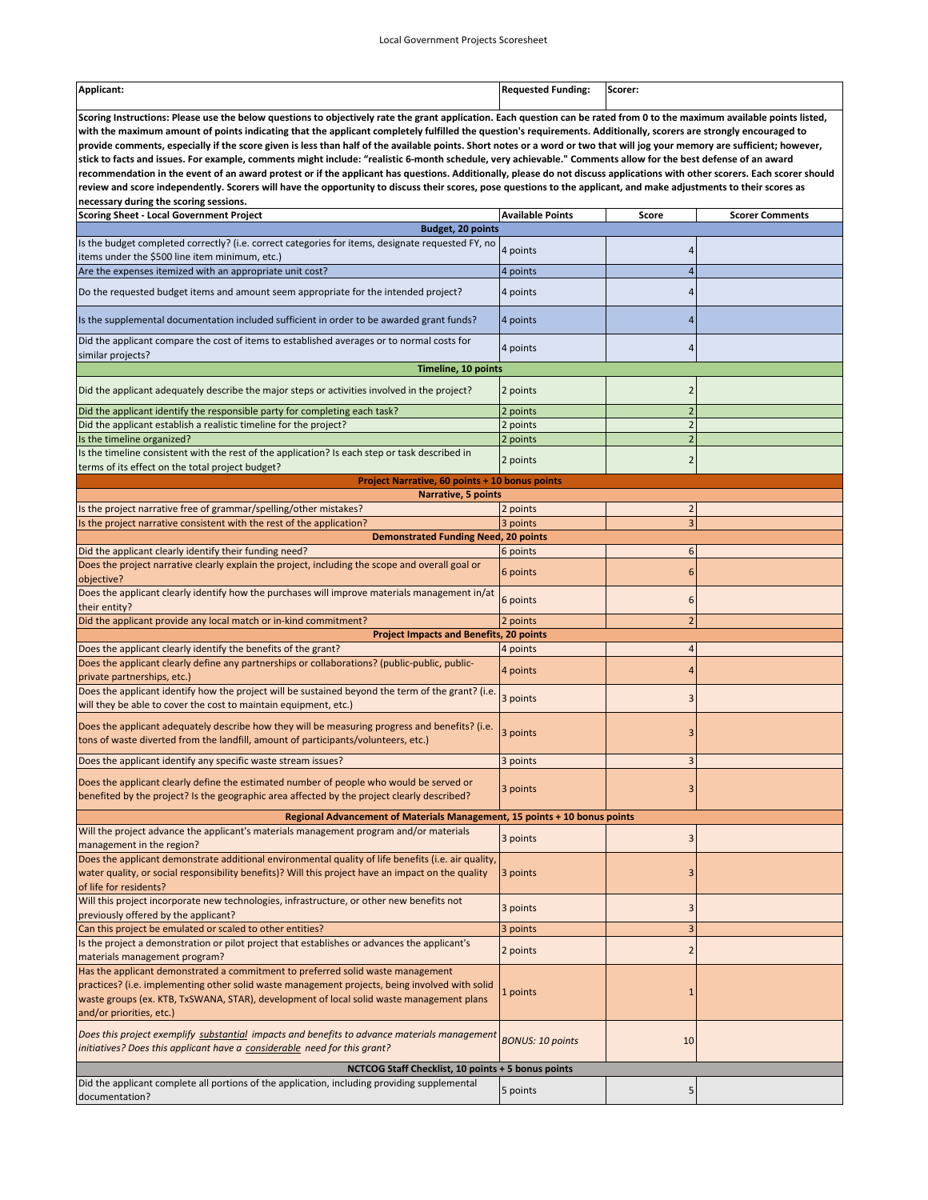Local Government Projects Scoresheet

| Applicant: | Requested Funding: | Scorer: | |
|---|---|---|---|

**Scoring Instructions: Please use the below questions to objectively rate the grant application. Each question can be rated from 0 to the maximum available points listed, with the maximum amount of points indicating that the applicant completely fulfilled the question's requirements. Additionally, scorers are strongly encouraged to provide comments, especially if the score given is less than half of the available points. Short notes or a word or two that will jog your memory are sufficient; however, stick to facts and issues. For example, comments might include: "realistic 6-month schedule, very achievable." Comments allow for the best defense of an award recommendation in the event of an award protest or if the applicant has questions. Additionally, please do not discuss applications with other scorers. Each scorer should review and score independently. Scorers will have the opportunity to discuss their scores, pose questions to the applicant, and make adjustments to their scores as necessary during the scoring sessions.**

| Scoring Sheet - Local Government Project | Available Points | Score | Scorer Comments |
|---|---|---|---|
| **Budget, 20 points** | | | |
| Is the budget completed correctly? (i.e. correct categories for items, designate requested FY, no items under the $500 line item minimum, etc.) | 4 points | 4 | |
| Are the expenses itemized with an appropriate unit cost? | 4 points | 4 | |
| Do the requested budget items and amount seem appropriate for the intended project? | 4 points | 4 | |
| Is the supplemental documentation included sufficient in order to be awarded grant funds? | 4 points | 4 | |
| Did the applicant compare the cost of items to established averages or to normal costs for similar projects? | 4 points | 4 | |
| **Timeline, 10 points** | | | |
| Did the applicant adequately describe the major steps or activities involved in the project? | 2 points | 2 | |
| Did the applicant identify the responsible party for completing each task? | 2 points | 2 | |
| Did the applicant establish a realistic timeline for the project? | 2 points | 2 | |
| Is the timeline organized? | 2 points | 2 | |
| Is the timeline consistent with the rest of the application? Is each step or task described in terms of its effect on the total project budget? | 2 points | 2 | |
| **Project Narrative, 60 points + 10 bonus points** | | | |
| **Narrative, 5 points** | | | |
| Is the project narrative free of grammar/spelling/other mistakes? | 2 points | 2 | |
| Is the project narrative consistent with the rest of the application? | 3 points | 3 | |
| **Demonstrated Funding Need, 20 points** | | | |
| Did the applicant clearly identify their funding need? | 6 points | 6 | |
| Does the project narrative clearly explain the project, including the scope and overall goal or objective? | 6 points | 6 | |
| Does the applicant clearly identify how the purchases will improve materials management in/at their entity? | 6 points | 6 | |
| Did the applicant provide any local match or in-kind commitment? | 2 points | 2 | |
| **Project Impacts and Benefits, 20 points** | | | |
| Does the applicant clearly identify the benefits of the grant? | 4 points | 4 | |
| Does the applicant clearly define any partnerships or collaborations? (public-public, public-private partnerships, etc.) | 4 points | 4 | |
| Does the applicant identify how the project will be sustained beyond the term of the grant? (i.e. will they be able to cover the cost to maintain equipment, etc.) | 3 points | 3 | |
| Does the applicant adequately describe how they will be measuring progress and benefits? (i.e. tons of waste diverted from the landfill, amount of participants/volunteers, etc.) | 3 points | 3 | |
| Does the applicant identify any specific waste stream issues? | 3 points | 3 | |
| Does the applicant clearly define the estimated number of people who would be served or benefited by the project? Is the geographic area affected by the project clearly described? | 3 points | 3 | |
| **Regional Advancement of Materials Management, 15 points + 10 bonus points** | | | |
| Will the project advance the applicant's materials management program and/or materials management in the region? | 3 points | 3 | |
| Does the applicant demonstrate additional environmental quality of life benefits (i.e. air quality, water quality, or social responsibility benefits)? Will this project have an impact on the quality of life for residents? | 3 points | 3 | |
| Will this project incorporate new technologies, infrastructure, or other new benefits not previously offered by the applicant? | 3 points | 3 | |
| Can this project be emulated or scaled to other entities? | 3 points | 3 | |
| Is the project a demonstration or pilot project that establishes or advances the applicant's materials management program? | 2 points | 2 | |
| Has the applicant demonstrated a commitment to preferred solid waste management practices? (i.e. implementing other solid waste management projects, being involved with solid waste groups (ex. KTB, TxSWANA, STAR), development of local solid waste management plans and/or priorities, etc.) | 1 points | 1 | |
| *Does this project exemplify substantial impacts and benefits to advance materials management initiatives? Does this applicant have a considerable need for this grant?* | *BONUS: 10 points* | 10 | |
| **NCTCOG Staff Checklist, 10 points + 5 bonus points** | | | |
| Did the applicant complete all portions of the application, including providing supplemental documentation? | 5 points | 5 | |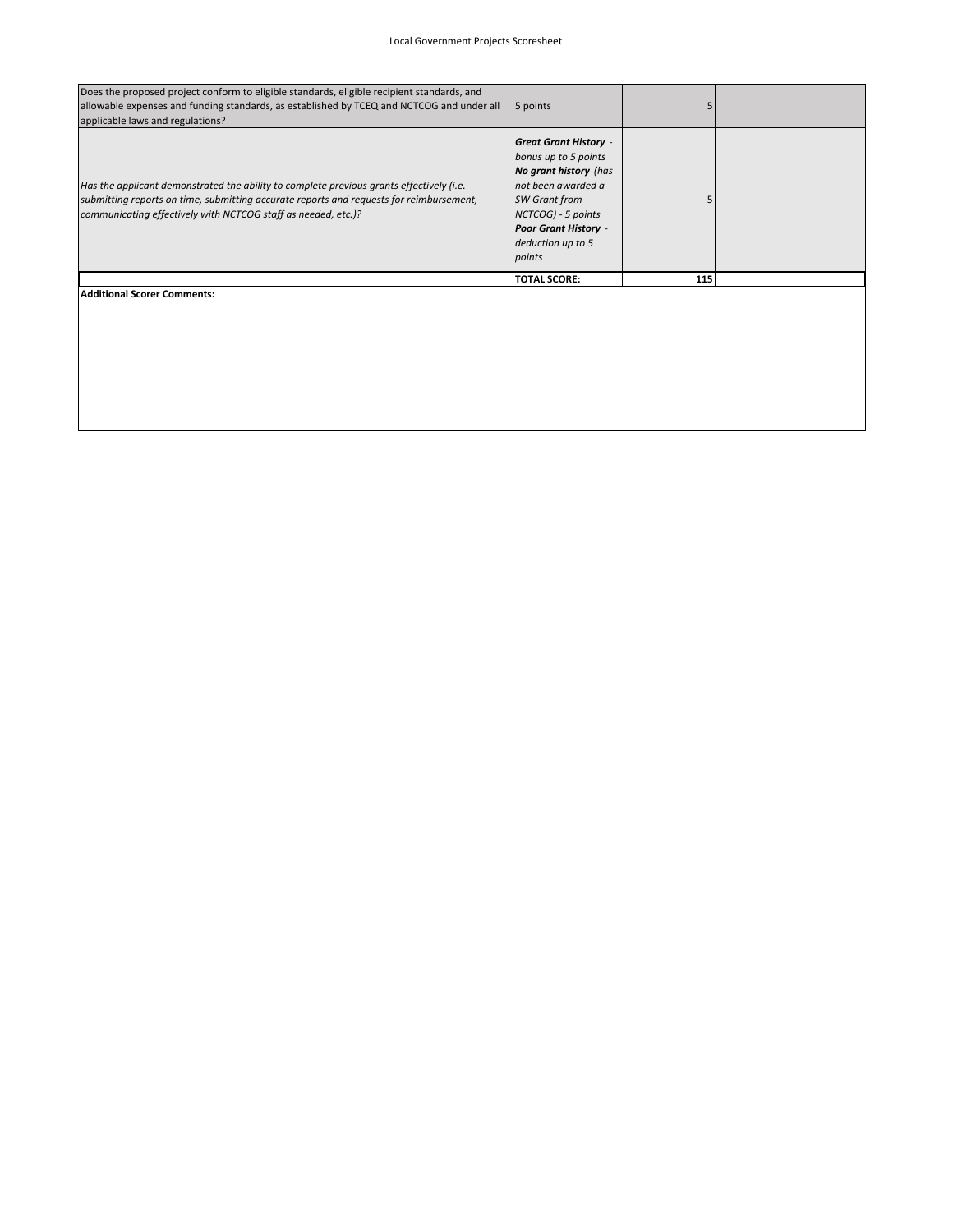| | | | |
|---|---|---|---|
| Does the proposed project conform to eligible standards, eligible recipient standards, and allowable expenses and funding standards, as established by TCEQ and NCTCOG and under all applicable laws and regulations? | 5 points | 5 | |
| *Has the applicant demonstrated the ability to complete previous grants effectively (i.e. submitting reports on time, submitting accurate reports and requests for reimbursement, communicating effectively with NCTCOG staff as needed, etc.)?* | ***Great Grant History*** *- bonus up to 5 points* ***No grant history*** *(has not been awarded a SW Grant from NCTCOG) - 5 points* ***Poor Grant History*** *- deduction up to 5 points* | 5 | |
| | **TOTAL SCORE:** | **115** | |

**Additional Scorer Comments:**